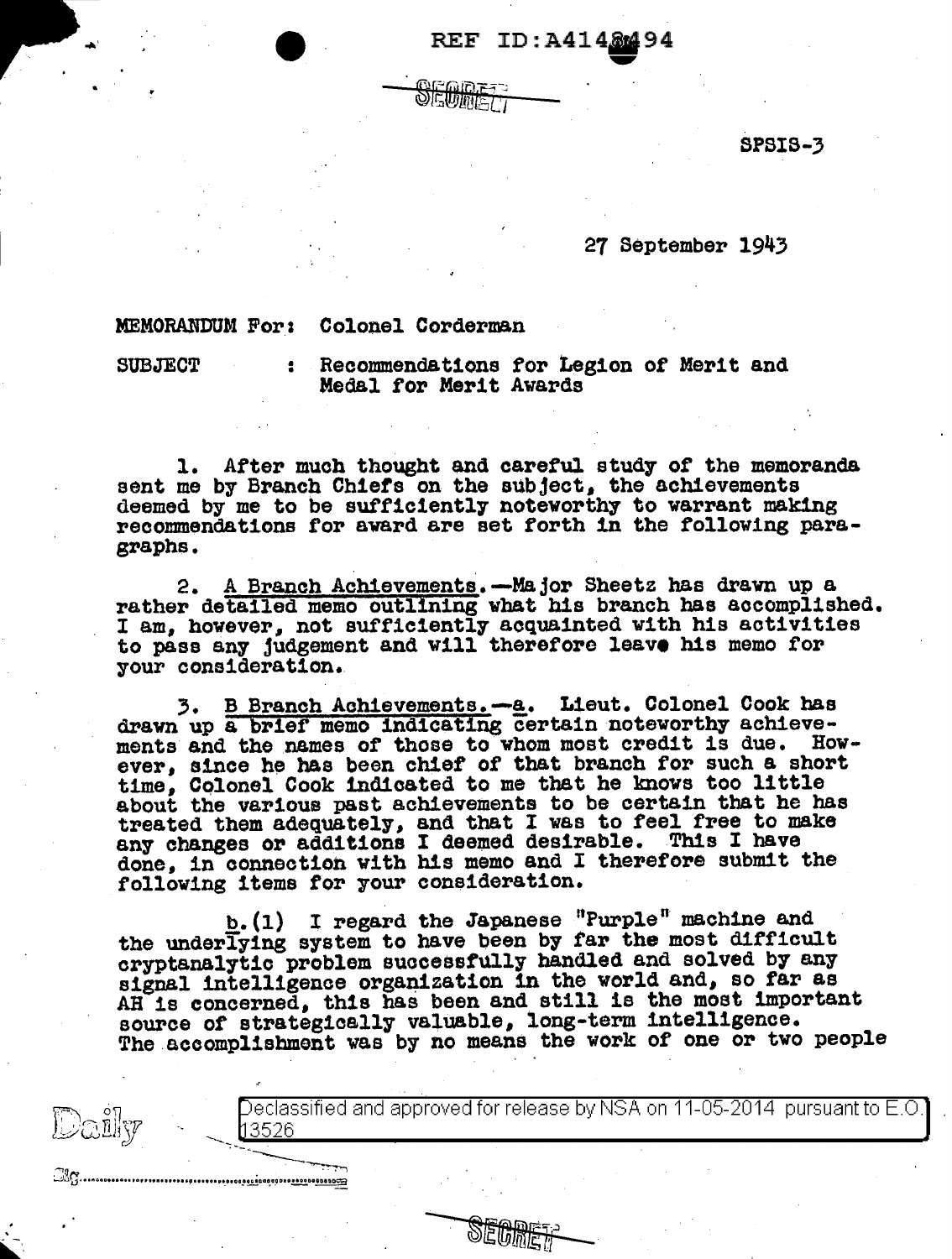REF ID:A4148494

SECRET

SPSIS-3

27 September 1943

MEMORANDUM For: Colonel Corderman

SUBJECT : Recommendations for Legion of Merit and Medal for Merit Awards

1. After much thought and careful study of the memoranda sent me by Branch Chiefs on the subject, the achievements deemed by me to be sufficiently noteworthy to warrant making recommendations for award are set forth in the following paragraphs.

2. A Branch Achievements.—Major Sheetz has drawn up a rather detailed memo outlining what his branch has accomplished. I am, however, not sufficiently acquainted with his activities to pass any judgement and will therefore leave his memo for your consideration.

3. B Branch Achievements.—a. Lieut. Colonel Cook has drawn up a brief memo indicating certain noteworthy achievements and the names of those to whom most credit is due. However, since he has been chief of that branch for such a short time, Colonel Cook indicated to me that he knows too little about the various past achievements to be certain that he has treated them adequately, and that I was to feel free to make any changes or additions I deemed desirable. This I have done, in connection with his memo and I therefore submit the following items for your consideration.

b.(1) I regard the Japanese "Purple" machine and the underlying system to have been by far the most difficult cryptanalytic problem successfully handled and solved by any signal intelligence organization in the world and, so far as AH is concerned, this has been and still is the most important source of strategically valuable, long-term intelligence. The accomplishment was by no means the work of one or two people

Declassified and approved for release by NSA on 11-05-2014 pursuant to E.O. 13526

SECRET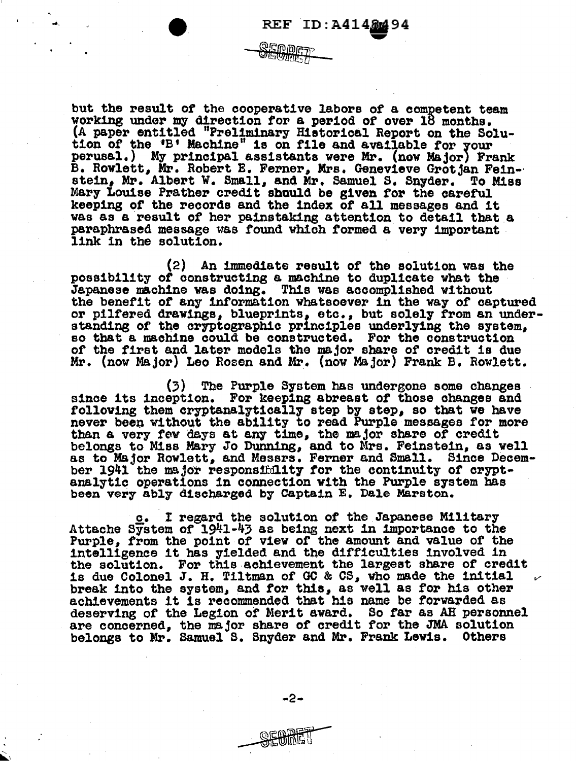but the result of the cooperative labors of a competent team working under my direction for a period of over 18 months. (A paper entitled "Preliminary Historical Report on the Solution of the 'B' Machine" is on file and available for your perusal.) My principal assistants were Mr. (now Major) Frank B. Rowlett, Mr. Robert E. Ferner, Mrs. Genevieve Grotjan Feinstein, Mr. Albert W. Small, and Mr. Samuel S. Snyder. To Miss Mary Louise Prather credit should be given for the careful keeping of the records and the index of all messages and it was as a result of her painstaking attention to detail that a paraphrased message was found which formed a very important link in the solution.

(2) An immediate result of the solution was the possibility of constructing a machine to duplicate what the Japanese machine was doing. This was accomplished without the benefit of any information whatsoever in the way of captured or pilfered drawings, blueprints, etc., but solely from an understanding of the cryptographic principles underlying the system, so that a machine could be constructed. For the construction of the first and later models the major share of credit is due Mr. (now Major) Leo Rosen and Mr. (now Major) Frank B. Rowlett.

(3) The Purple System has undergone some changes since its inception. For keeping abreast of those changes and following them cryptanalytically step by step, so that we have never been without the ability to read Purple messages for more than a very few days at any time, the major share of credit belongs to Miss Mary Jo Dunning, and to Mrs. Feinstein, as well as to Major Rowlett, and Messrs. Ferner and Small. Since December 1941 the major responsibility for the continuity of cryptanalytic operations in connection with the Purple system has been very ably discharged by Captain E. Dale Marston.

c. I regard the solution of the Japanese Military Attache System of 1941-43 as being next in importance to the Purple, from the point of view of the amount and value of the intelligence it has yielded and the difficulties involved in the solution. For this achievement the largest share of credit is due Colonel J. H. Tiltman of GC & CS, who made the initial break into the system, and for this, as well as for his other achievements it is recommended that his name be forwarded as deserving of the Legion of Merit award. So far as AH personnel are concerned, the major share of credit for the JMA solution belongs to Mr. Samuel S. Snyder and Mr. Frank Lewis. Others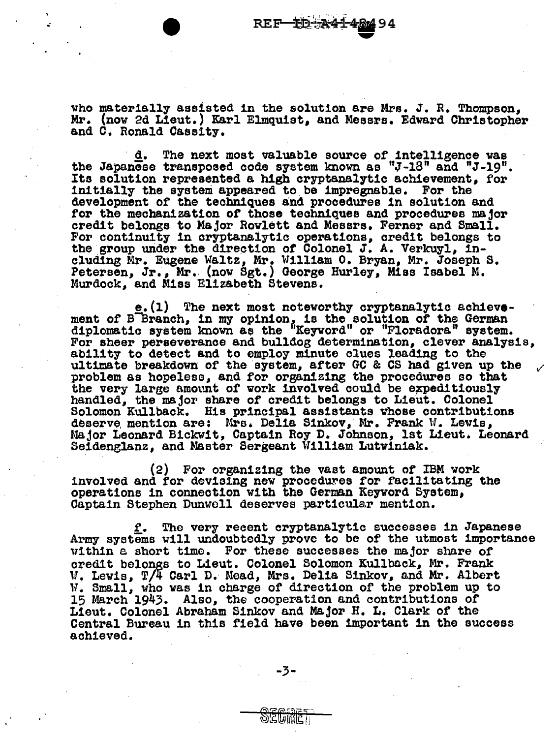who materially assisted in the solution are Mrs. J. R. Thompson, Mr. (now 2d Lieut.) Karl Elmquist, and Messrs. Edward Christopher and C. Ronald Cassity.

d. The next most valuable source of intelligence was the Japanese transposed code system known as "J-18" and "J-19". Its solution represented a high cryptanalytic achievement, for initially the system appeared to be impregnable. For the development of the techniques and procedures in solution and for the mechanization of those techniques and procedures major credit belongs to Major Rowlett and Messrs. Ferner and Small. For continuity in cryptanalytic operations, credit belongs to the group under the direction of Colonel J. A. Verkuyl, including Mr. Eugene Waltz, Mr. William O. Bryan, Mr. Joseph S. Petersen, Jr., Mr. (now Sgt.) George Hurley, Miss Isabel M. Murdock, and Miss Elizabeth Stevens.

e.(1) The next most noteworthy cryptanalytic achievement of B Branch, in my opinion, is the solution of the German diplomatic system known as the "Keyword" or "Floradora" system. For sheer perseverance and bulldog determination, clever analysis, ability to detect and to employ minute clues leading to the ultimate breakdown of the system, after GC & CS had given up the problem as hopeless, and for organizing the procedures so that the very large amount of work involved could be expeditiously handled, the major share of credit belongs to Lieut. Colonel Solomon Kullback. His principal assistants whose contributions deserve mention are: Mrs. Delia Sinkov, Mr. Frank W. Lewis, Major Leonard Bickwit, Captain Roy D. Johnson, 1st Lieut. Leonard Seidenglanz, and Master Sergeant William Lutwiniak.

(2) For organizing the vast amount of IBM work involved and for devising new procedures for facilitating the operations in connection with the German Keyword System, Captain Stephen Dunwell deserves particular mention.

f. The very recent cryptanalytic successes in Japanese Army systems will undoubtedly prove to be of the utmost importance within a short time. For these successes the major share of credit belongs to Lieut. Colonel Solomon Kullback, Mr. Frank W. Lewis, T/4 Carl D. Mead, Mrs. Delia Sinkov, and Mr. Albert W. Small, who was in charge of direction of the problem up to 15 March 1943. Also, the cooperation and contributions of Lieut. Colonel Abraham Sinkov and Major H. L. Clark of the Central Bureau in this field have been important in the success achieved.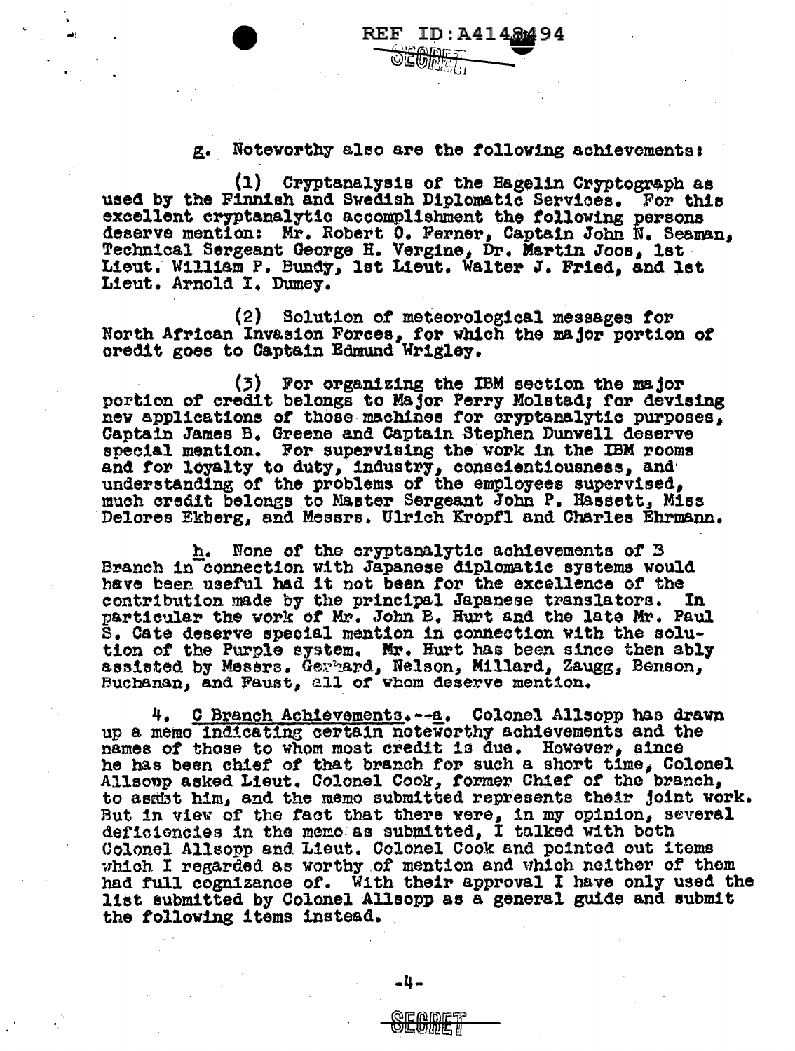g. Noteworthy also are the following achievements:

(1) Cryptanalysis of the Hagelin Cryptograph as used by the Finnish and Swedish Diplomatic Services. For this excellent cryptanalytic accomplishment the following persons deserve mention: Mr. Robert O. Ferner, Captain John N. Seaman, Technical Sergeant George H. Vergine, Dr. Martin Joos, 1st Lieut. William P. Bundy, 1st Lieut. Walter J. Fried, and 1st Lieut. Arnold I. Dumey.

(2) Solution of meteorological messages for North African Invasion Forces, for which the major portion of credit goes to Captain Edmund Wrigley.

(3) For organizing the IBM section the major portion of credit belongs to Major Perry Molstad; for devising new applications of those machines for cryptanalytic purposes, Captain James B. Greene and Captain Stephen Dunwell deserve special mention. For supervising the work in the IBM rooms and for loyalty to duty, industry, conscientiousness, and understanding of the problems of the employees supervised, much credit belongs to Master Sergeant John P. Hassett, Miss Delores Ekberg, and Messrs. Ulrich Kropfl and Charles Ehrmann.

h. None of the cryptanalytic achievements of B Branch in connection with Japanese diplomatic systems would have been useful had it not been for the excellence of the contribution made by the principal Japanese translators. In particular the work of Mr. John B. Hurt and the late Mr. Paul S. Cate deserve special mention in connection with the solution of the Purple system. Mr. Hurt has been since then ably assisted by Messrs. Gerhard, Nelson, Millard, Zaugg, Benson, Buchanan, and Faust, all of whom deserve mention.

4. C Branch Achievements.--a. Colonel Allsopp has drawn up a memo indicating certain noteworthy achievements and the names of those to whom most credit is due. However, since he has been chief of that branch for such a short time, Colonel Allsopp asked Lieut. Colonel Cook, former Chief of the branch, to assist him, and the memo submitted represents their joint work. But in view of the fact that there were, in my opinion, several deficiencies in the memo as submitted, I talked with both Colonel Allsopp and Lieut. Colonel Cook and pointed out items which I regarded as worthy of mention and which neither of them had full cognizance of. With their approval I have only used the list submitted by Colonel Allsopp as a general guide and submit the following items instead.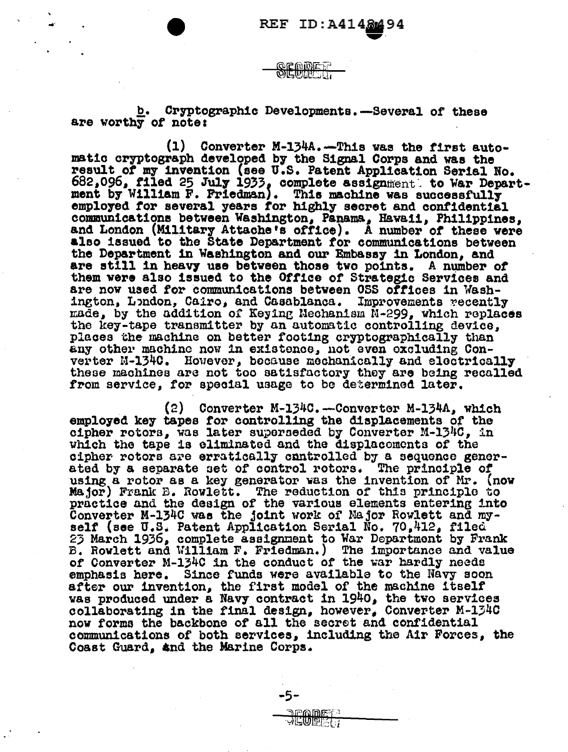b. Cryptographic Developments.—Several of these are worthy of note:

(1) Converter M-134A.—This was the first automatic cryptograph developed by the Signal Corps and was the result of my invention (see U.S. Patent Application Serial No. 682,096, filed 25 July 1933, complete assignment to War Department by William F. Friedman). This machine was successfully employed for several years for highly secret and confidential communications between Washington, Panama, Hawaii, Philippines, and London (Military Attache's office). A number of these were also issued to the State Department for communications between the Department in Washington and our Embassy in London, and are still in heavy use between those two points. A number of them were also issued to the Office of Strategic Services and are now used for communications between OSS offices in Washington, London, Cairo, and Casablanca. Improvements recently made, by the addition of Keying Mechanism M-299, which replaces the key-tape transmitter by an automatic controlling device, places the machine on better footing cryptographically than any other machine now in existence, not even excluding Converter M-134C. However, because mechanically and electrically these machines are not too satisfactory they are being recalled from service, for special usage to be determined later.

(2) Converter M-134C.—Converter M-134A, which employed key tapes for controlling the displacements of the cipher rotors, was later superseded by Converter M-134C, in which the tape is eliminated and the displacements of the cipher rotors are erratically controlled by a sequence generated by a separate set of control rotors. The principle of using a rotor as a key generator was the invention of Mr. (now Major) Frank B. Rowlett. The reduction of this principle to practice and the design of the various elements entering into Converter M-134C was the joint work of Major Rowlett and myself (see U.S. Patent Application Serial No. 70,412, filed 23 March 1936, complete assignment to War Department by Frank B. Rowlett and William F. Friedman.) The importance and value of Converter M-134C in the conduct of the war hardly needs emphasis here. Since funds were available to the Navy soon after our invention, the first model of the machine itself was produced under a Navy contract in 1940, the two services collaborating in the final design, however, Converter M-134C now forms the backbone of all the secret and confidential communications of both services, including the Air Forces, the Coast Guard, and the Marine Corps.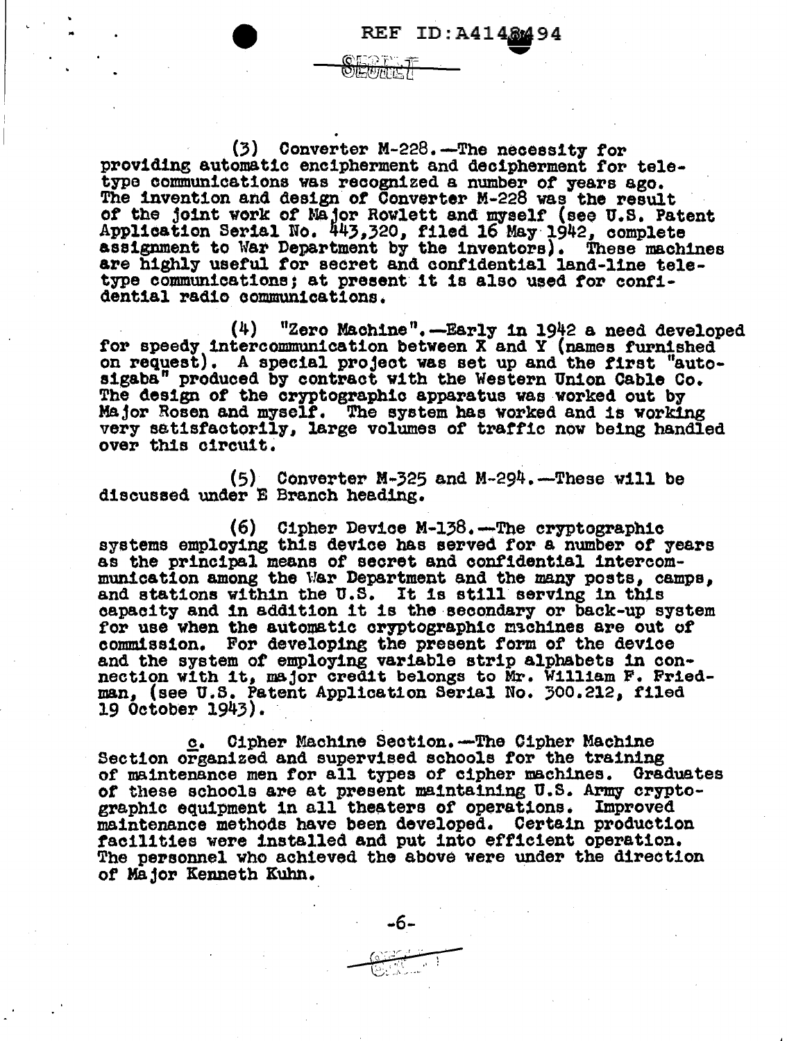(3) Converter M-228.—The necessity for providing automatic encipherment and decipherment for teletype communications was recognized a number of years ago. The invention and design of Converter M-228 was the result of the joint work of Major Rowlett and myself (see U.S. Patent Application Serial No. 443,320, filed 16 May 1942, complete assignment to War Department by the inventors). These machines are highly useful for secret and confidential land-line teletype communications; at present it is also used for confidential radio communications.

(4) "Zero Machine".—Early in 1942 a need developed for speedy intercommunication between X and Y (names furnished on request). A special project was set up and the first "autosigaba" produced by contract with the Western Union Cable Co. The design of the cryptographic apparatus was worked out by Major Rosen and myself. The system has worked and is working very satisfactorily, large volumes of traffic now being handled over this circuit.

(5) Converter M-325 and M-294.—These will be discussed under E Branch heading.

(6) Cipher Device M-138.—The cryptographic systems employing this device has served for a number of years as the principal means of secret and confidential intercommunication among the War Department and the many posts, camps, and stations within the U.S. It is still serving in this capacity and in addition it is the secondary or back-up system for use when the automatic cryptographic machines are out of commission. For developing the present form of the device and the system of employing variable strip alphabets in connection with it, major credit belongs to Mr. William F. Friedman, (see U.S. Patent Application Serial No. 300.212, filed 19 October 1943).

c. Cipher Machine Section.—The Cipher Machine Section organized and supervised schools for the training of maintenance men for all types of cipher machines. Graduates of these schools are at present maintaining U.S. Army cryptographic equipment in all theaters of operations. Improved maintenance methods have been developed. Certain production facilities were installed and put into efficient operation. The personnel who achieved the above were under the direction of Major Kenneth Kuhn.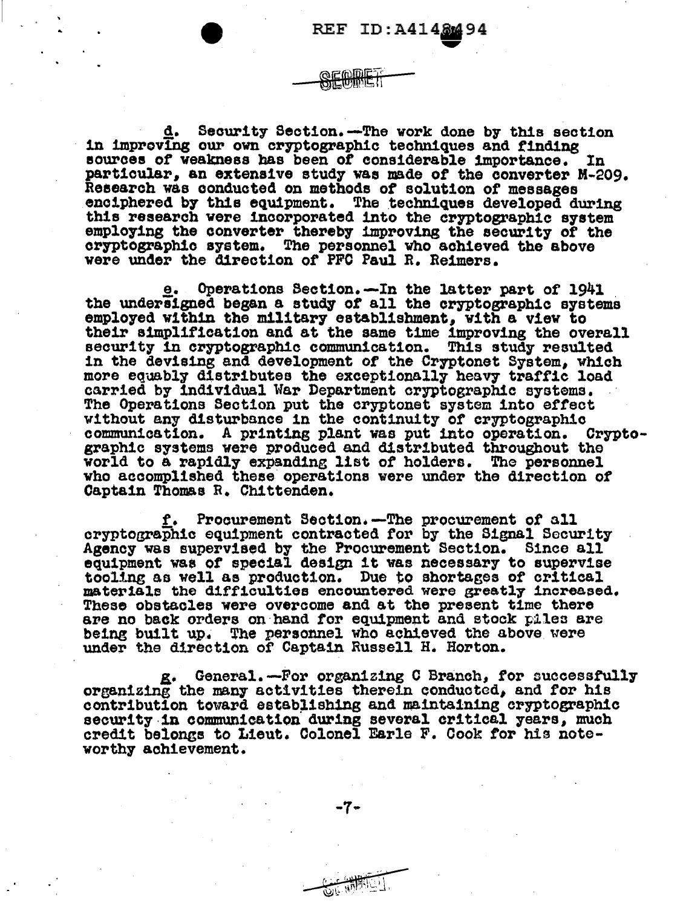d. Security Section.—The work done by this section in improving our own cryptographic techniques and finding sources of weakness has been of considerable importance. In particular, an extensive study was made of the converter M-209. Research was conducted on methods of solution of messages enciphered by this equipment. The techniques developed during this research were incorporated into the cryptographic system employing the converter thereby improving the security of the cryptographic system. The personnel who achieved the above were under the direction of PFC Paul R. Reimers.

e. Operations Section.—In the latter part of 1941 the undersigned began a study of all the cryptographic systems employed within the military establishment, with a view to their simplification and at the same time improving the overall security in cryptographic communication. This study resulted in the devising and development of the Cryptonet System, which more equably distributes the exceptionally heavy traffic load carried by individual War Department cryptographic systems. The Operations Section put the cryptonet system into effect without any disturbance in the continuity of cryptographic communication. A printing plant was put into operation. Cryptographic systems were produced and distributed throughout the world to a rapidly expanding list of holders. The personnel who accomplished these operations were under the direction of Captain Thomas R. Chittenden.

f. Procurement Section.—The procurement of all cryptographic equipment contracted for by the Signal Security Agency was supervised by the Procurement Section. Since all equipment was of special design it was necessary to supervise tooling as well as production. Due to shortages of critical materials the difficulties encountered were greatly increased. These obstacles were overcome and at the present time there are no back orders on hand for equipment and stock piles are being built up. The personnel who achieved the above were under the direction of Captain Russell H. Horton.

g. General.—For organizing C Branch, for successfully organizing the many activities therein conducted, and for his contribution toward establishing and maintaining cryptographic security in communication during several critical years, much credit belongs to Lieut. Colonel Earle F. Cook for his noteworthy achievement.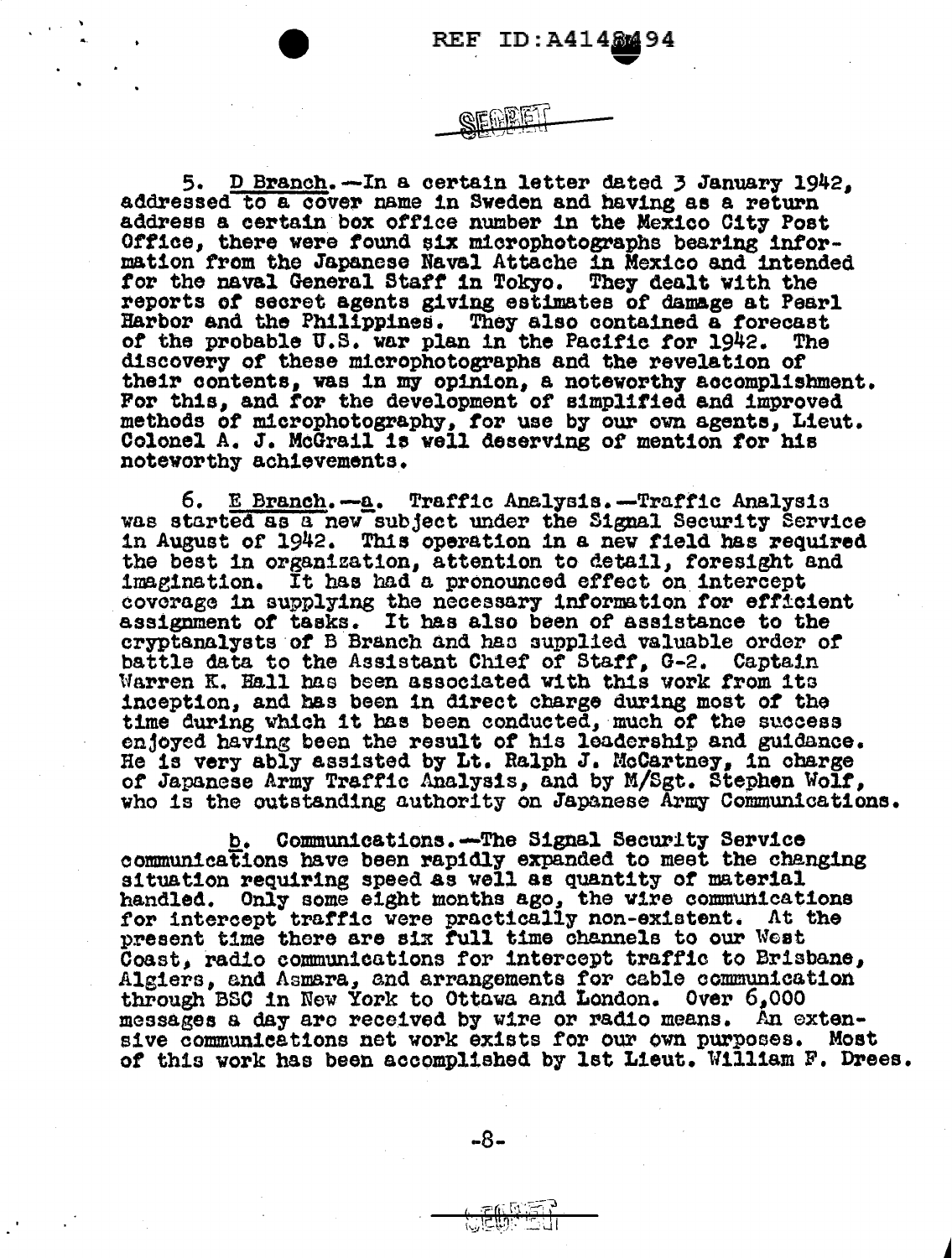5. D Branch.—In a certain letter dated 3 January 1942, addressed to a cover name in Sweden and having as a return address a certain box office number in the Mexico City Post Office, there were found six microphotographs bearing information from the Japanese Naval Attache in Mexico and intended for the naval General Staff in Tokyo. They dealt with the reports of secret agents giving estimates of damage at Pearl Harbor and the Philippines. They also contained a forecast of the probable U.S. war plan in the Pacific for 1942. The discovery of these microphotographs and the revelation of their contents, was in my opinion, a noteworthy accomplishment. For this, and for the development of simplified and improved methods of microphotography, for use by our own agents, Lieut. Colonel A. J. McGrail is well deserving of mention for his noteworthy achievements.

6. E Branch.—a. Traffic Analysis.—Traffic Analysis was started as a new subject under the Signal Security Service in August of 1942. This operation in a new field has required the best in organization, attention to detail, foresight and imagination. It has had a pronounced effect on intercept coverage in supplying the necessary information for efficient assignment of tasks. It has also been of assistance to the cryptanalysts of B Branch and has supplied valuable order of battle data to the Assistant Chief of Staff, G-2. Captain Warren K. Hall has been associated with this work from its inception, and has been in direct charge during most of the time during which it has been conducted, much of the success enjoyed having been the result of his leadership and guidance. He is very ably assisted by Lt. Ralph J. McCartney, in charge of Japanese Army Traffic Analysis, and by M/Sgt. Stephen Wolf, who is the outstanding authority on Japanese Army Communications.

b. Communications.—The Signal Security Service communications have been rapidly expanded to meet the changing situation requiring speed as well as quantity of material handled. Only some eight months ago, the wire communications for intercept traffic were practically non-existent. At the present time there are six full time channels to our West Coast, radio communications for intercept traffic to Brisbane, Algiers, and Asmara, and arrangements for cable communication through BSC in New York to Ottawa and London. Over 6,000 messages a day are received by wire or radio means. An extensive communications net work exists for our own purposes. Most of this work has been accomplished by 1st Lieut. William F. Drees.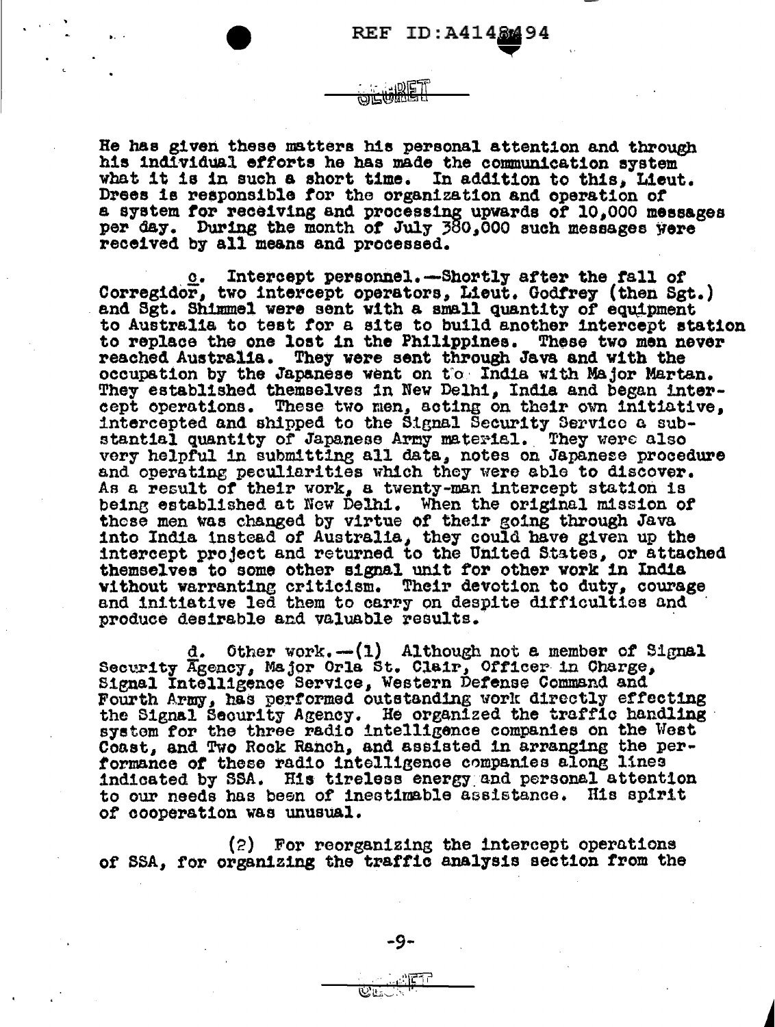He has given these matters his personal attention and through his individual efforts he has made the communication system what it is in such a short time. In addition to this, Lieut. Drees is responsible for the organization and operation of a system for receiving and processing upwards of 10,000 messages per day. During the month of July 380,000 such messages were received by all means and processed.

c. Intercept personnel.—Shortly after the fall of Corregidor, two intercept operators, Lieut. Godfrey (then Sgt.) and Sgt. Shimmel were sent with a small quantity of equipment to Australia to test for a site to build another intercept station to replace the one lost in the Philippines. These two men never reached Australia. They were sent through Java and with the occupation by the Japanese went on to India with Major Martan. They established themselves in New Delhi, India and began intercept operations. These two men, acting on their own initiative, intercepted and shipped to the Signal Security Service a substantial quantity of Japanese Army material. They were also very helpful in submitting all data, notes on Japanese procedure and operating peculiarities which they were able to discover. As a result of their work, a twenty-man intercept station is being established at New Delhi. When the original mission of these men was changed by virtue of their going through Java into India instead of Australia, they could have given up the intercept project and returned to the United States, or attached themselves to some other signal unit for other work in India without warranting criticism. Their devotion to duty, courage and initiative led them to carry on despite difficulties and produce desirable and valuable results.

d. Other work.—(1) Although not a member of Signal Security Agency, Major Orla St. Clair, Officer in Charge, Signal Intelligence Service, Western Defense Command and Fourth Army, has performed outstanding work directly effecting the Signal Security Agency. He organized the traffic handling system for the three radio intelligence companies on the West Coast, and Two Rock Ranch, and assisted in arranging the performance of these radio intelligence companies along lines indicated by SSA. His tireless energy and personal attention to our needs has been of inestimable assistance. His spirit of cooperation was unusual.

(2) For reorganizing the intercept operations of SSA, for organizing the traffic analysis section from the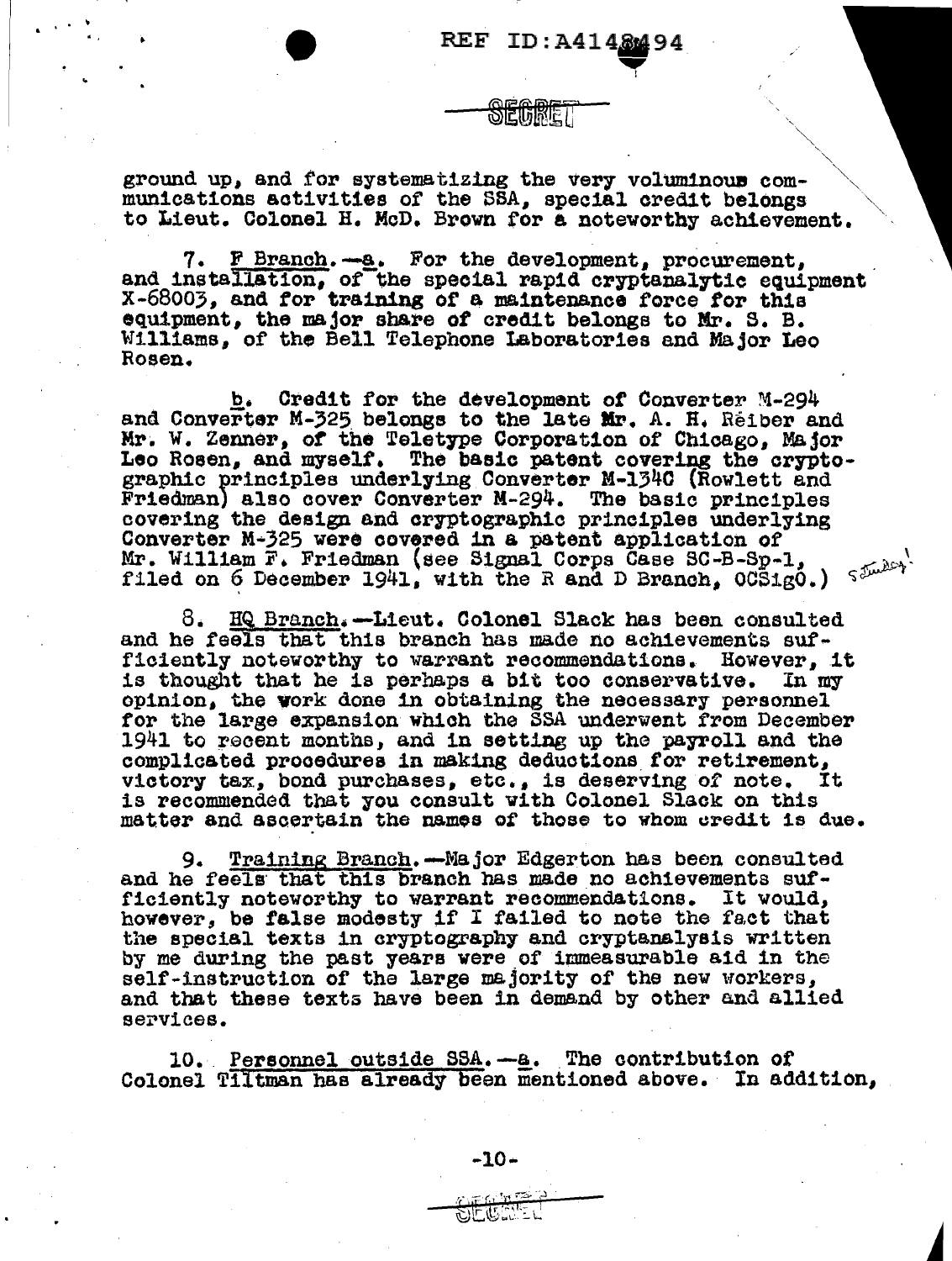SECRET

ground up, and for systematizing the very voluminous communications activities of the SSA, special credit belongs to Lieut. Colonel H. McD. Brown for a noteworthy achievement.

7. F Branch.—a. For the development, procurement, and installation, of the special rapid cryptanalytic equipment X-68003, and for training of a maintenance force for this equipment, the major share of credit belongs to Mr. S. B. Williams, of the Bell Telephone Laboratories and Major Leo Rosen.

b. Credit for the development of Converter M-294 and Converter M-325 belongs to the late Mr. A. H. Reiber and Mr. W. Zenner, of the Teletype Corporation of Chicago, Major Leo Rosen, and myself. The basic patent covering the cryptographic principles underlying Converter M-134C (Rowlett and Friedman) also cover Converter M-294. The basic principles covering the design and cryptographic principles underlying Converter M-325 were covered in a patent application of Mr. William F. Friedman (see Signal Corps Case SC-B-Sp-1, filed on 6 December 1941, with the R and D Branch, OCSigO.) Saturday!

8. HQ Branch.—Lieut. Colonel Slack has been consulted and he feels that this branch has made no achievements sufficiently noteworthy to warrant recommendations. However, it is thought that he is perhaps a bit too conservative. In my opinion, the work done in obtaining the necessary personnel for the large expansion which the SSA underwent from December 1941 to recent months, and in setting up the payroll and the complicated procedures in making deductions for retirement, victory tax, bond purchases, etc., is deserving of note. It is recommended that you consult with Colonel Slack on this matter and ascertain the names of those to whom credit is due.

9. Training Branch.—Major Edgerton has been consulted and he feels that this branch has made no achievements sufficiently noteworthy to warrant recommendations. It would, however, be false modesty if I failed to note the fact that the special texts in cryptography and cryptanalysis written by me during the past years were of immeasurable aid in the self-instruction of the large majority of the new workers, and that these texts have been in demand by other and allied services.

10. Personnel outside SSA.—a. The contribution of Colonel Tiltman has already been mentioned above. In addition,

SECRET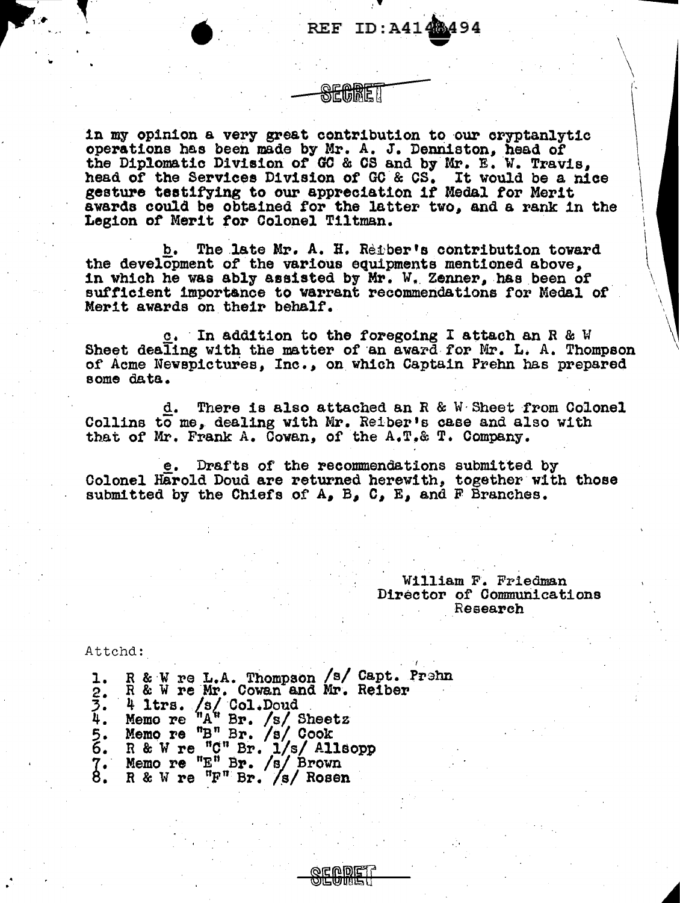SECRET

in my opinion a very great contribution to our cryptanlytic operations has been made by Mr. A. J. Denniston, head of the Diplomatic Division of GC & CS and by Mr. E. W. Travis, head of the Services Division of GC & CS. It would be a nice gesture testifying to our appreciation if Medal for Merit awards could be obtained for the latter two, and a rank in the Legion of Merit for Colonel Tiltman.

<u>b</u>. The late Mr. A. H. Reiber's contribution toward the development of the various equipments mentioned above, in which he was ably assisted by Mr. W. Zenner, has been of sufficient importance to warrant recommendations for Medal of Merit awards on their behalf.

<u>c</u>. In addition to the foregoing I attach an R & W Sheet dealing with the matter of an award for Mr. L. A. Thompson of Acme Newspictures, Inc., on which Captain Prehn has prepared some data.

<u>d</u>. There is also attached an R & W Sheet from Colonel Collins to me, dealing with Mr. Reiber's case and also with that of Mr. Frank A. Cowan, of the A.T.& T. Company.

<u>e</u>. Drafts of the recommendations submitted by Colonel Harold Doud are returned herewith, together with those submitted by the Chiefs of A, B, C, E, and F Branches.

William F. Friedman
Director of Communications
Research

Attchd:

1. R & W re L.A. Thompson /s/ Capt. Prehn
2. R & W re Mr. Cowan and Mr. Reiber
3. 4 ltrs. /s/ Col.Doud
4. Memo re "A" Br. /s/ Sheetz
5. Memo re "B" Br. /s/ Cook
6. R & W re "C" Br. 1/s/ Allsopp
7. Memo re "E" Br. /s/ Brown
8. R & W re "F" Br. /s/ Rosen

SECRET